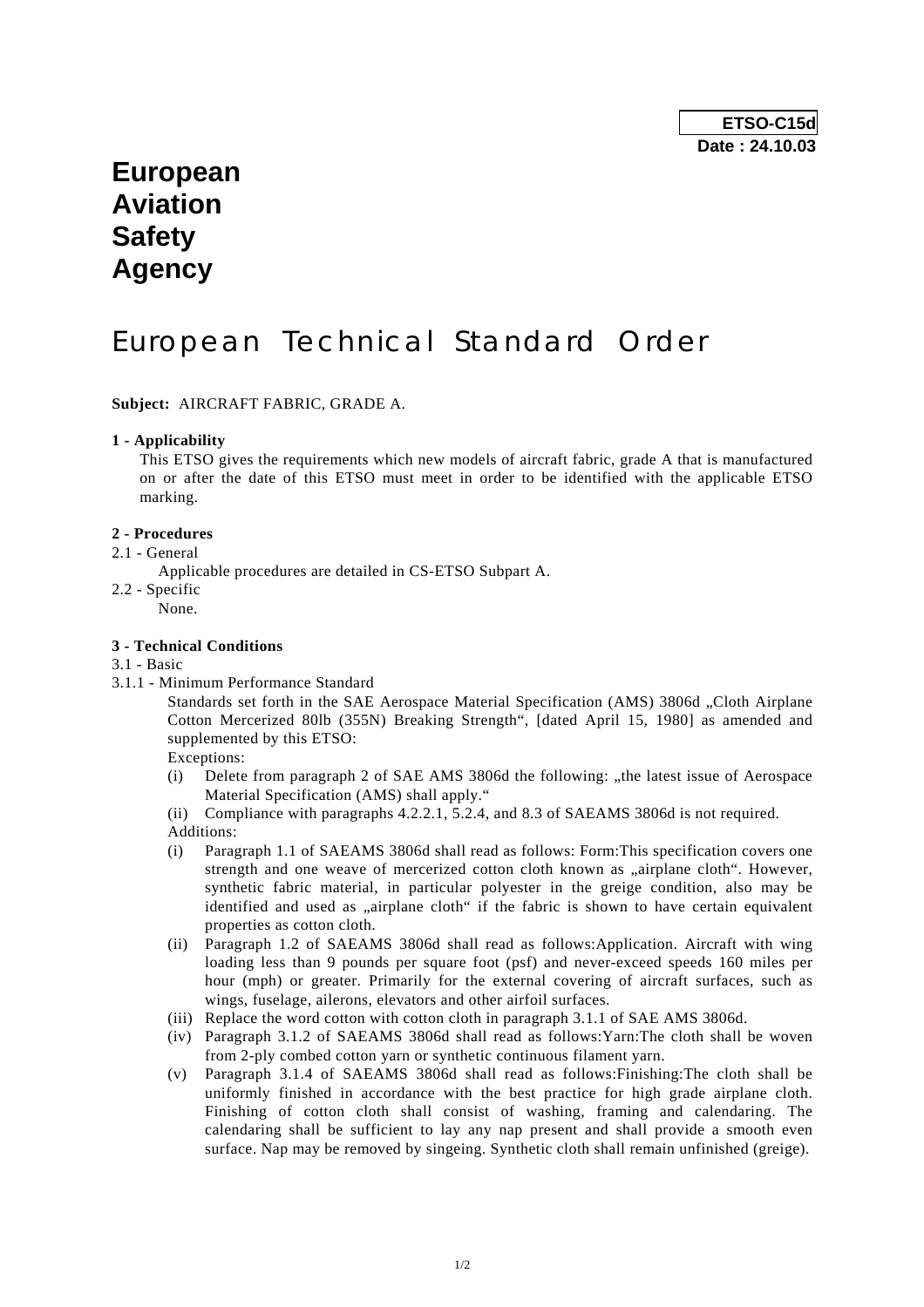**ETSO-C15d**
**Date : 24.10.03**

# European Aviation Safety Agency

# European Technical Standard Order

**Subject:** AIRCRAFT FABRIC, GRADE A.

**1 - Applicability**

This ETSO gives the requirements which new models of aircraft fabric, grade A that is manufactured on or after the date of this ETSO must meet in order to be identified with the applicable ETSO marking.

**2 - Procedures**

2.1 - General

Applicable procedures are detailed in CS-ETSO Subpart A.

2.2 - Specific

None.

**3 - Technical Conditions**

3.1 - Basic

3.1.1 - Minimum Performance Standard

Standards set forth in the SAE Aerospace Material Specification (AMS) 3806d „Cloth Airplane Cotton Mercerized 80lb (355N) Breaking Strength“, [dated April 15, 1980] as amended and supplemented by this ETSO:

Exceptions:

(i) Delete from paragraph 2 of SAE AMS 3806d the following: „the latest issue of Aerospace Material Specification (AMS) shall apply.“

(ii) Compliance with paragraphs 4.2.2.1, 5.2.4, and 8.3 of SAEAMS 3806d is not required.

Additions:

(i) Paragraph 1.1 of SAEAMS 3806d shall read as follows: Form:This specification covers one strength and one weave of mercerized cotton cloth known as „airplane cloth“. However, synthetic fabric material, in particular polyester in the greige condition, also may be identified and used as „airplane cloth“ if the fabric is shown to have certain equivalent properties as cotton cloth.

(ii) Paragraph 1.2 of SAEAMS 3806d shall read as follows:Application. Aircraft with wing loading less than 9 pounds per square foot (psf) and never-exceed speeds 160 miles per hour (mph) or greater. Primarily for the external covering of aircraft surfaces, such as wings, fuselage, ailerons, elevators and other airfoil surfaces.

(iii) Replace the word cotton with cotton cloth in paragraph 3.1.1 of SAE AMS 3806d.

(iv) Paragraph 3.1.2 of SAEAMS 3806d shall read as follows:Yarn:The cloth shall be woven from 2-ply combed cotton yarn or synthetic continuous filament yarn.

(v) Paragraph 3.1.4 of SAEAMS 3806d shall read as follows:Finishing:The cloth shall be uniformly finished in accordance with the best practice for high grade airplane cloth. Finishing of cotton cloth shall consist of washing, framing and calendaring. The calendaring shall be sufficient to lay any nap present and shall provide a smooth even surface. Nap may be removed by singeing. Synthetic cloth shall remain unfinished (greige).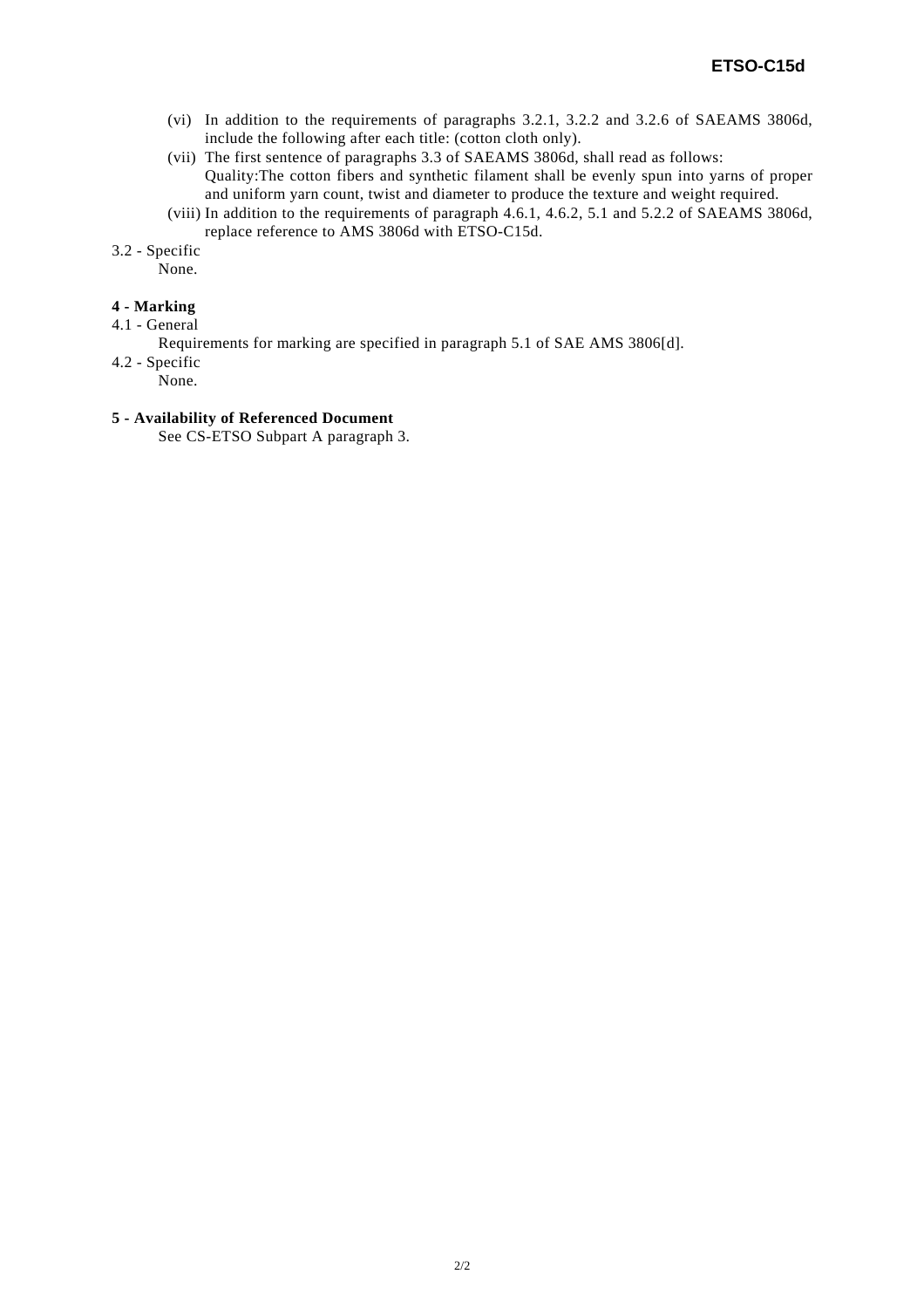(vi) In addition to the requirements of paragraphs 3.2.1, 3.2.2 and 3.2.6 of SAEAMS 3806d, include the following after each title: (cotton cloth only).

(vii) The first sentence of paragraphs 3.3 of SAEAMS 3806d, shall read as follows: Quality:The cotton fibers and synthetic filament shall be evenly spun into yarns of proper and uniform yarn count, twist and diameter to produce the texture and weight required.

(viii) In addition to the requirements of paragraph 4.6.1, 4.6.2, 5.1 and 5.2.2 of SAEAMS 3806d, replace reference to AMS 3806d with ETSO-C15d.

3.2 - Specific

None.

**4 - Marking**

4.1 - General

Requirements for marking are specified in paragraph 5.1 of SAE AMS 3806[d].

4.2 - Specific

None.

**5 - Availability of Referenced Document**

See CS-ETSO Subpart A paragraph 3.